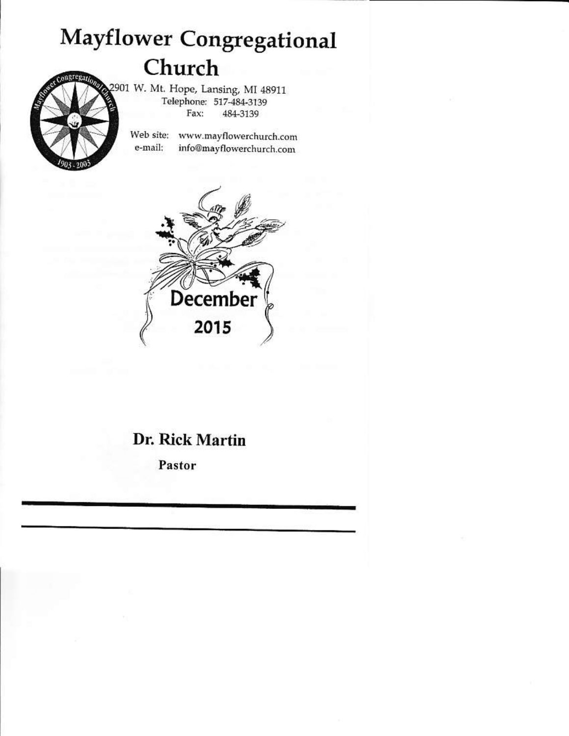# Mayflower Congregational Church

2901 W. Mt. Hope, Lansing, MI 48911

Telephone: 517-484-3139

Fax: 484-3139

Web site: www.mayflowerchurch.com

e-mail: info@mayflowerchurch.com

December

2015

## Dr. Rick Martin

**Pastor**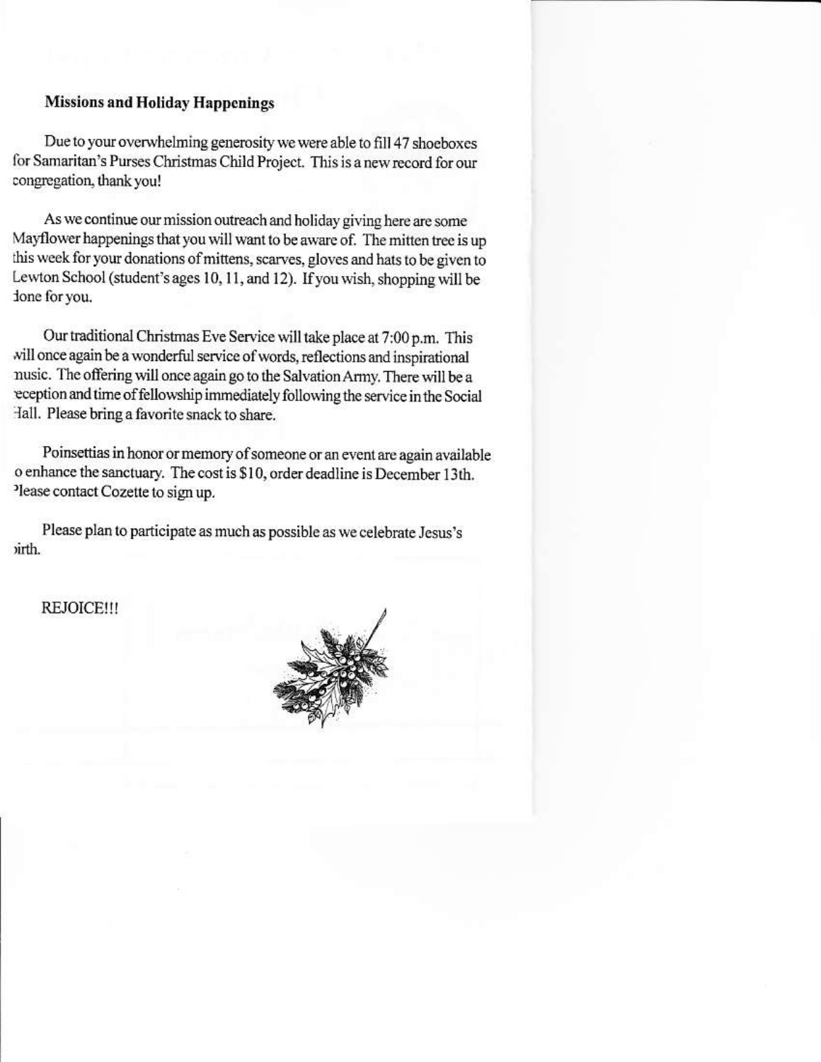**Missions and Holiday Happenings**

Due to your overwhelming generosity we were able to fill 47 shoeboxes for Samaritan's Purses Christmas Child Project. This is a new record for our congregation, thank you!

As we continue our mission outreach and holiday giving here are some Mayflower happenings that you will want to be aware of. The mitten tree is up this week for your donations of mittens, scarves, gloves and hats to be given to Lewton School (student's ages 10, 11, and 12). If you wish, shopping will be done for you.

Our traditional Christmas Eve Service will take place at 7:00 p.m. This will once again be a wonderful service of words, reflections and inspirational music. The offering will once again go to the Salvation Army. There will be a reception and time of fellowship immediately following the service in the Social Hall. Please bring a favorite snack to share.

Poinsettias in honor or memory of someone or an event are again available to enhance the sanctuary. The cost is $10, order deadline is December 13th. Please contact Cozette to sign up.

Please plan to participate as much as possible as we celebrate Jesus's birth.

REJOICE!!!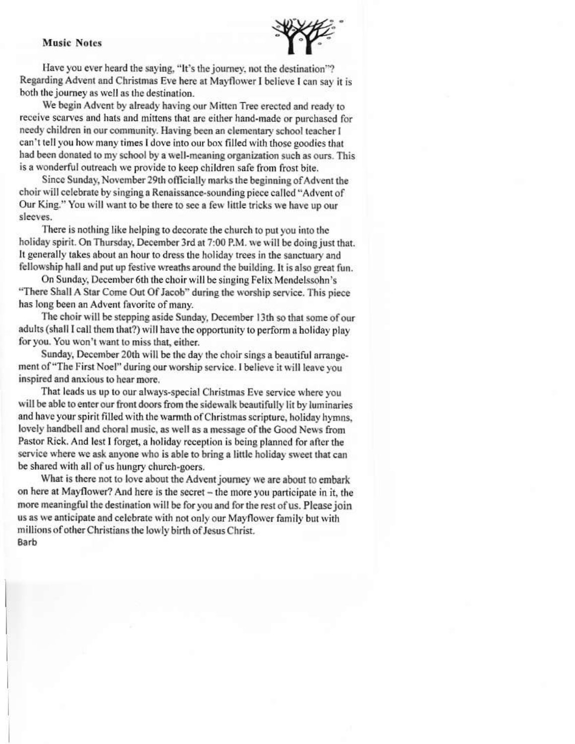**Music Notes**

Have you ever heard the saying, "It's the journey, not the destination"? Regarding Advent and Christmas Eve here at Mayflower I believe I can say it is both the journey as well as the destination.

We begin Advent by already having our Mitten Tree erected and ready to receive scarves and hats and mittens that are either hand-made or purchased for needy children in our community. Having been an elementary school teacher I can't tell you how many times I dove into our box filled with those goodies that had been donated to my school by a well-meaning organization such as ours. This is a wonderful outreach we provide to keep children safe from frost bite.

Since Sunday, November 29th officially marks the beginning of Advent the choir will celebrate by singing a Renaissance-sounding piece called "Advent of Our King." You will want to be there to see a few little tricks we have up our sleeves.

There is nothing like helping to decorate the church to put you into the holiday spirit. On Thursday, December 3rd at 7:00 P.M. we will be doing just that. It generally takes about an hour to dress the holiday trees in the sanctuary and fellowship hall and put up festive wreaths around the building. It is also great fun.

On Sunday, December 6th the choir will be singing Felix Mendelssohn's "There Shall A Star Come Out Of Jacob" during the worship service. This piece has long been an Advent favorite of many.

The choir will be stepping aside Sunday, December 13th so that some of our adults (shall I call them that?) will have the opportunity to perform a holiday play for you. You won't want to miss that, either.

Sunday, December 20th will be the day the choir sings a beautiful arrangement of "The First Noel" during our worship service. I believe it will leave you inspired and anxious to hear more.

That leads us up to our always-special Christmas Eve service where you will be able to enter our front doors from the sidewalk beautifully lit by luminaries and have your spirit filled with the warmth of Christmas scripture, holiday hymns, lovely handbell and choral music, as well as a message of the Good News from Pastor Rick. And lest I forget, a holiday reception is being planned for after the service where we ask anyone who is able to bring a little holiday sweet that can be shared with all of us hungry church-goers.

What is there not to love about the Advent journey we are about to embark on here at Mayflower? And here is the secret – the more you participate in it, the more meaningful the destination will be for you and for the rest of us. Please join us as we anticipate and celebrate with not only our Mayflower family but with millions of other Christians the lowly birth of Jesus Christ.

Barb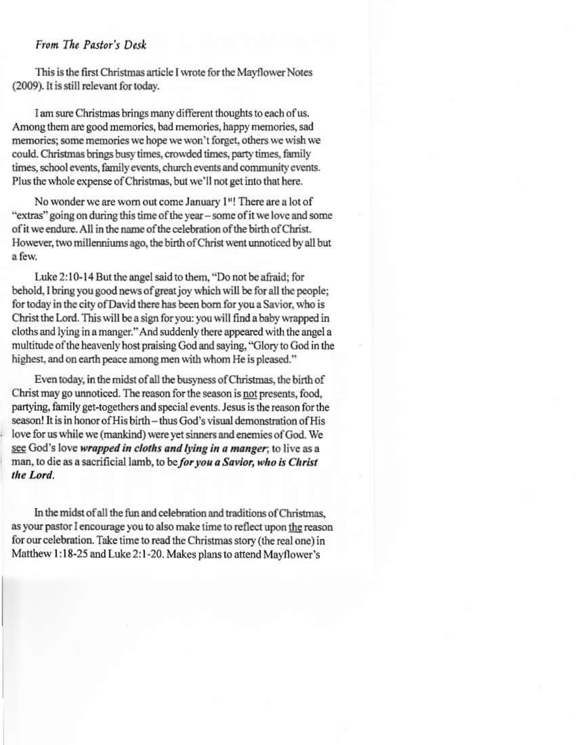*From The Pastor's Desk*

This is the first Christmas article I wrote for the Mayflower Notes (2009). It is still relevant for today.

I am sure Christmas brings many different thoughts to each of us. Among them are good memories, bad memories, happy memories, sad memories; some memories we hope we won't forget, others we wish we could. Christmas brings busy times, crowded times, party times, family times, school events, family events, church events and community events. Plus the whole expense of Christmas, but we'll not get into that here.

No wonder we are worn out come January 1st! There are a lot of "extras" going on during this time of the year – some of it we love and some of it we endure. All in the name of the celebration of the birth of Christ. However, two millenniums ago, the birth of Christ went unnoticed by all but a few.

Luke 2:10-14 But the angel said to them, "Do not be afraid; for behold, I bring you good news of great joy which will be for all the people; for today in the city of David there has been born for you a Savior, who is Christ the Lord. This will be a sign for you: you will find a baby wrapped in cloths and lying in a manger." And suddenly there appeared with the angel a multitude of the heavenly host praising God and saying, "Glory to God in the highest, and on earth peace among men with whom He is pleased."

Even today, in the midst of all the busyness of Christmas, the birth of Christ may go unnoticed. The reason for the season is <u>not</u> presents, food, partying, family get-togethers and special events. Jesus is the reason for the season! It is in honor of His birth – thus God's visual demonstration of His love for us while we (mankind) were yet sinners and enemies of God. We <u>see</u> God's love ***wrapped in cloths and lying in a manger***; to live as a man, to die as a sacrificial lamb, to be ***for you a Savior, who is Christ the Lord.***

In the midst of all the fun and celebration and traditions of Christmas, as your pastor I encourage you to also make time to reflect upon <u>the</u> reason for our celebration. Take time to read the Christmas story (the real one) in Matthew 1:18-25 and Luke 2:1-20. Makes plans to attend Mayflower's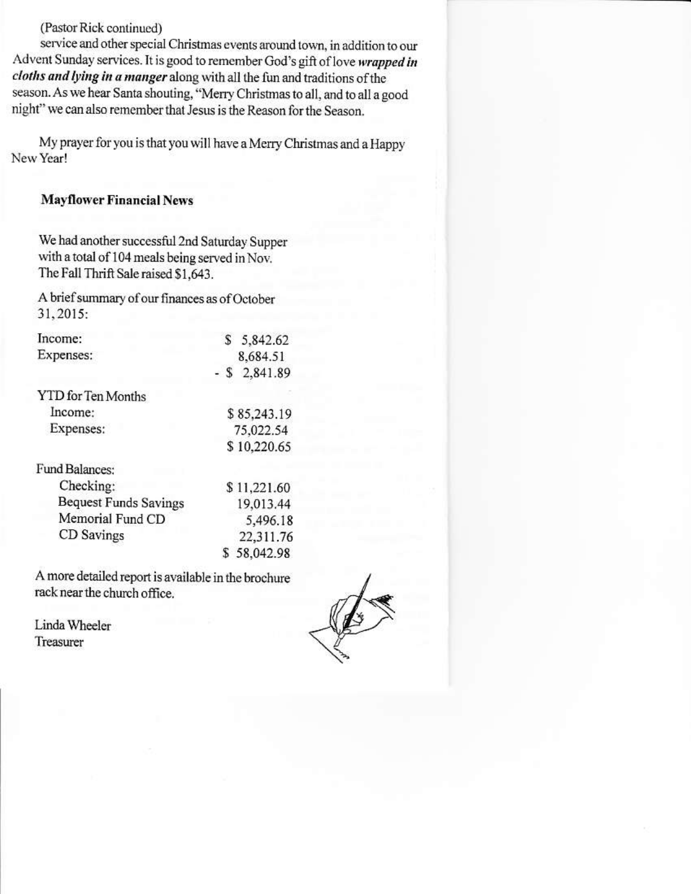(Pastor Rick continued)

service and other special Christmas events around town, in addition to our Advent Sunday services. It is good to remember God's gift of love ***wrapped in cloths and lying in a manger*** along with all the fun and traditions of the season. As we hear Santa shouting, "Merry Christmas to all, and to all a good night" we can also remember that Jesus is the Reason for the Season.

My prayer for you is that you will have a Merry Christmas and a Happy New Year!

### Mayflower Financial News

We had another successful 2nd Saturday Supper with a total of 104 meals being served in Nov. The Fall Thrift Sale raised $1,643.

A brief summary of our finances as of October 31, 2015:

| | |
|---|---|
| Income: | $ 5,842.62 |
| Expenses: | 8,684.51 |
| | - $ 2,841.89 |
| YTD for Ten Months | |
| Income: | $ 85,243.19 |
| Expenses: | 75,022.54 |
| | $ 10,220.65 |
| Fund Balances: | |
| Checking: | $ 11,221.60 |
| Bequest Funds Savings | 19,013.44 |
| Memorial Fund CD | 5,496.18 |
| CD Savings | 22,311.76 |
| | $ 58,042.98 |

A more detailed report is available in the brochure rack near the church office.

Linda Wheeler  
Treasurer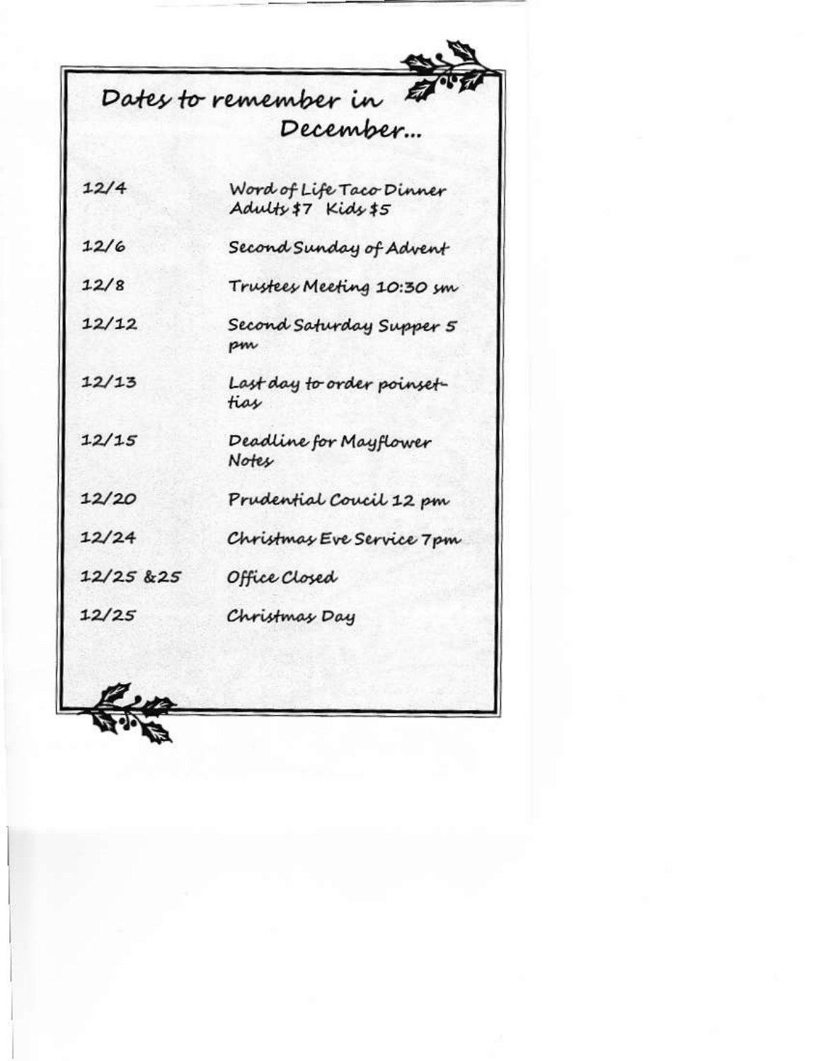# Dates to remember in December...

| | |
|---|---|
| 12/4 | Word of Life Taco Dinner Adults $7 Kids $5 |
| 12/6 | Second Sunday of Advent |
| 12/8 | Trustees Meeting 10:30 sm |
| 12/12 | Second Saturday Supper 5 pm |
| 12/13 | Last day to order poinsettias |
| 12/15 | Deadline for Mayflower Notes |
| 12/20 | Prudential Coucil 12 pm |
| 12/24 | Christmas Eve Service 7pm |
| 12/25 &25 | Office Closed |
| 12/25 | Christmas Day |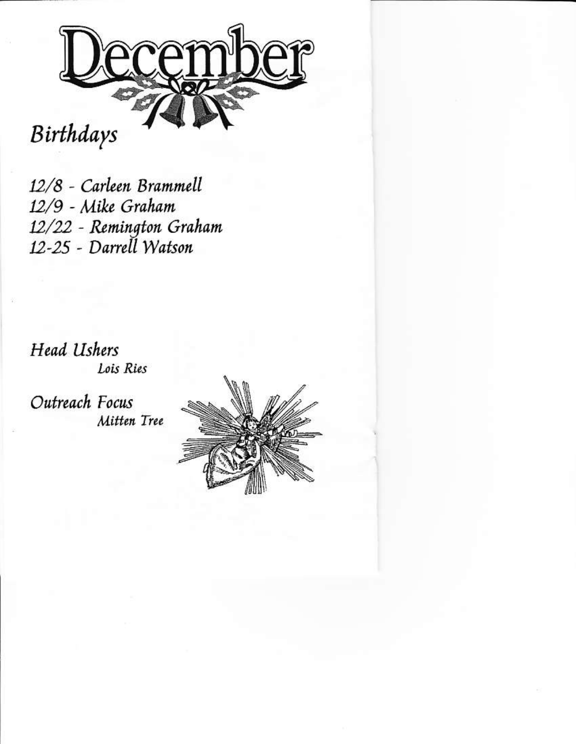# December

## *Birthdays*

*12/8 - Carleen Brammell*
*12/9 - Mike Graham*
*12/22 - Remington Graham*
*12-25 - Darrell Watson*

*Head Ushers*
*Lois Ries*

*Outreach Focus*
*Mitten Tree*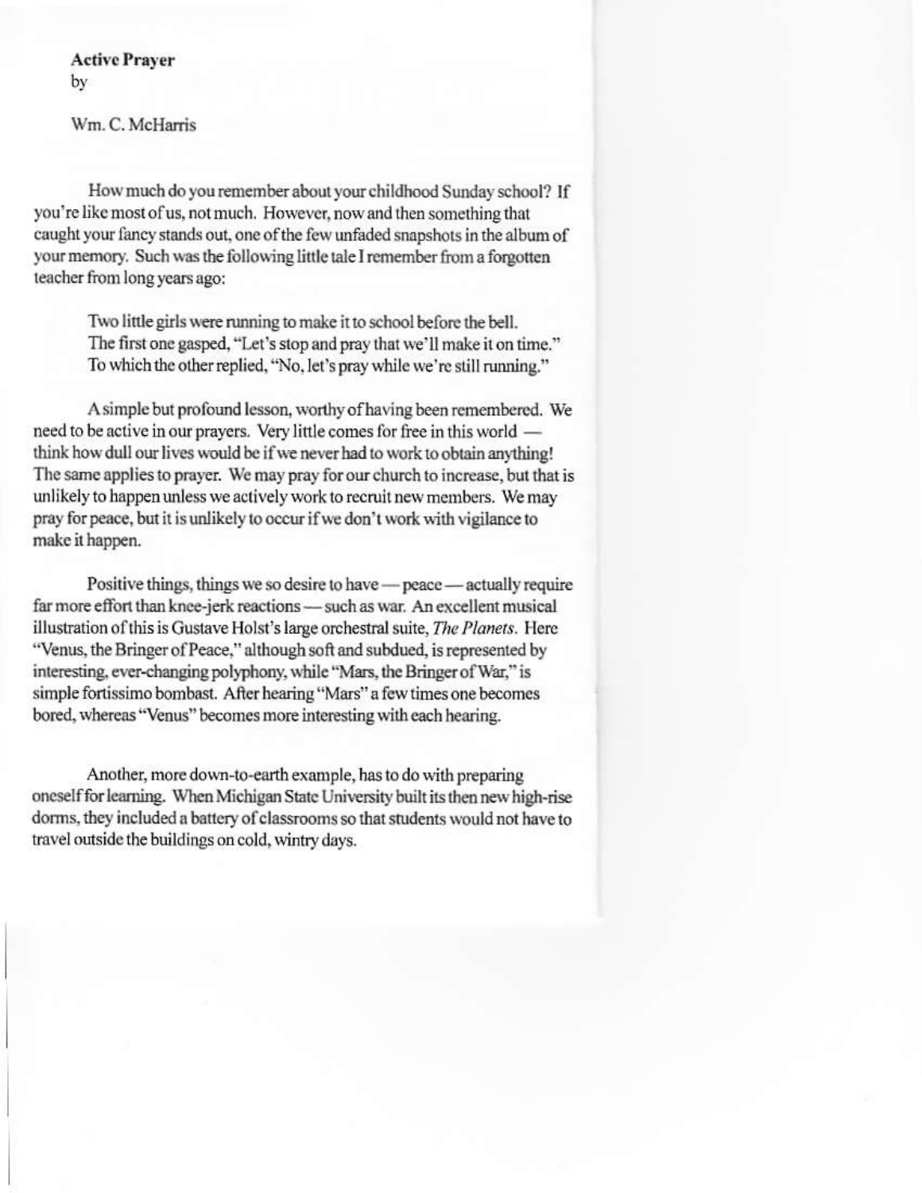**Active Prayer**
by

Wm. C. McHarris

How much do you remember about your childhood Sunday school? If you're like most of us, not much. However, now and then something that caught your fancy stands out, one of the few unfaded snapshots in the album of your memory. Such was the following little tale I remember from a forgotten teacher from long years ago:

> Two little girls were running to make it to school before the bell.
> The first one gasped, "Let's stop and pray that we'll make it on time."
> To which the other replied, "No, let's pray while we're still running."

A simple but profound lesson, worthy of having been remembered. We need to be active in our prayers. Very little comes for free in this world — think how dull our lives would be if we never had to work to obtain anything! The same applies to prayer. We may pray for our church to increase, but that is unlikely to happen unless we actively work to recruit new members. We may pray for peace, but it is unlikely to occur if we don't work with vigilance to make it happen.

Positive things, things we so desire to have — peace — actually require far more effort than knee-jerk reactions — such as war. An excellent musical illustration of this is Gustave Holst's large orchestral suite, *The Planets*. Here "Venus, the Bringer of Peace," although soft and subdued, is represented by interesting, ever-changing polyphony, while "Mars, the Bringer of War," is simple fortissimo bombast. After hearing "Mars" a few times one becomes bored, whereas "Venus" becomes more interesting with each hearing.

Another, more down-to-earth example, has to do with preparing oneself for learning. When Michigan State University built its then new high-rise dorms, they included a battery of classrooms so that students would not have to travel outside the buildings on cold, wintry days.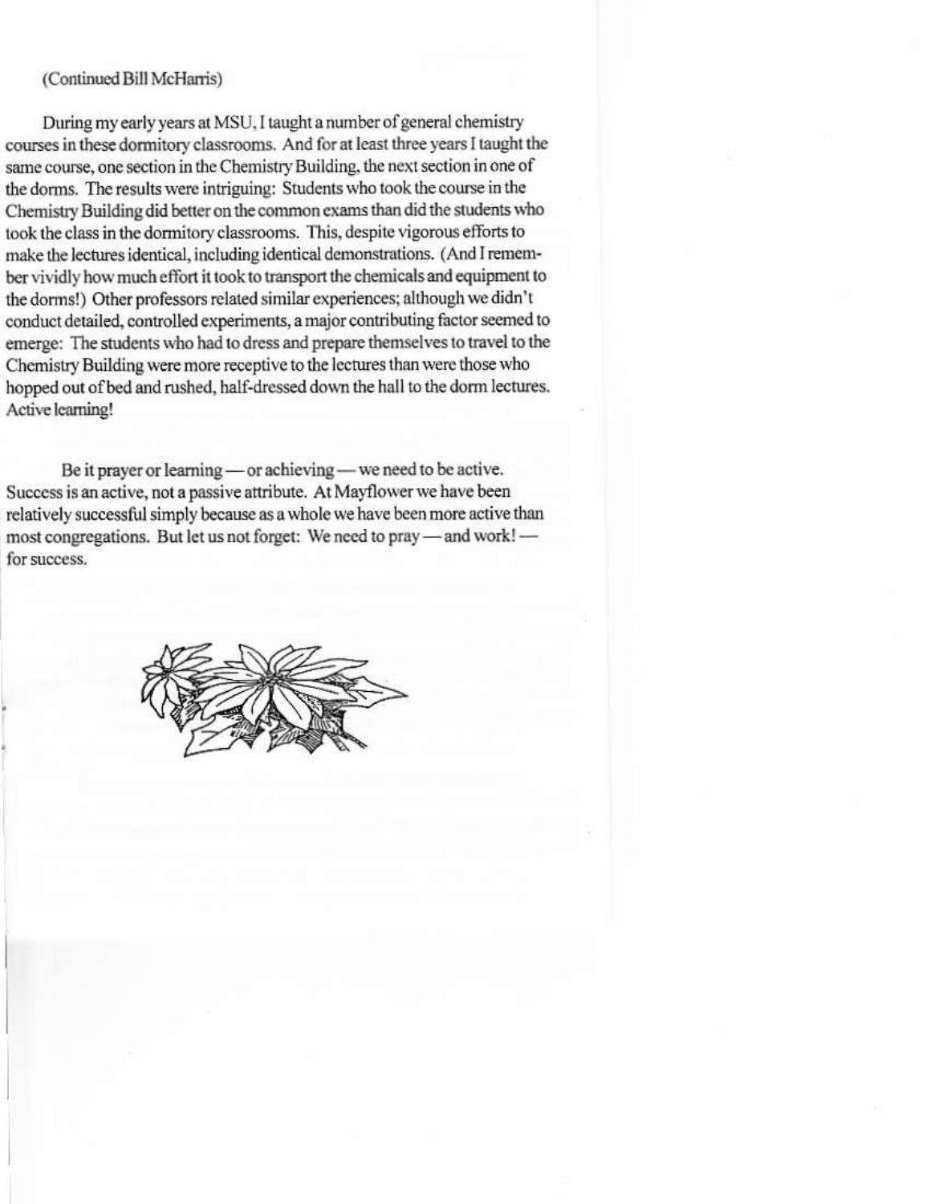(Continued Bill McHarris)

During my early years at MSU, I taught a number of general chemistry courses in these dormitory classrooms. And for at least three years I taught the same course, one section in the Chemistry Building, the next section in one of the dorms. The results were intriguing: Students who took the course in the Chemistry Building did better on the common exams than did the students who took the class in the dormitory classrooms. This, despite vigorous efforts to make the lectures identical, including identical demonstrations. (And I remember vividly how much effort it took to transport the chemicals and equipment to the dorms!) Other professors related similar experiences; although we didn't conduct detailed, controlled experiments, a major contributing factor seemed to emerge: The students who had to dress and prepare themselves to travel to the Chemistry Building were more receptive to the lectures than were those who hopped out of bed and rushed, half-dressed down the hall to the dorm lectures. Active learning!

Be it prayer or learning — or achieving — we need to be active. Success is an active, not a passive attribute. At Mayflower we have been relatively successful simply because as a whole we have been more active than most congregations. But let us not forget: We need to pray — and work! — for success.